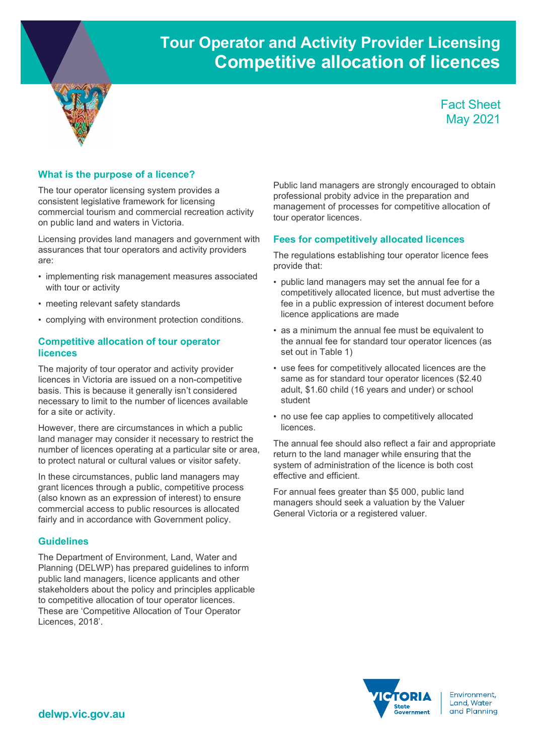# Tour Operator and Activity Provider Licensing
# Competitive allocation of licences

Fact Sheet
May 2021

## What is the purpose of a licence?

The tour operator licensing system provides a consistent legislative framework for licensing commercial tourism and commercial recreation activity on public land and waters in Victoria.

Licensing provides land managers and government with assurances that tour operators and activity providers are:

- implementing risk management measures associated with tour or activity
- meeting relevant safety standards
- complying with environment protection conditions.

## Competitive allocation of tour operator licences

The majority of tour operator and activity provider licences in Victoria are issued on a non-competitive basis. This is because it generally isn't considered necessary to limit to the number of licences available for a site or activity.

However, there are circumstances in which a public land manager may consider it necessary to restrict the number of licences operating at a particular site or area, to protect natural or cultural values or visitor safety.

In these circumstances, public land managers may grant licences through a public, competitive process (also known as an expression of interest) to ensure commercial access to public resources is allocated fairly and in accordance with Government policy.

## Guidelines

The Department of Environment, Land, Water and Planning (DELWP) has prepared guidelines to inform public land managers, licence applicants and other stakeholders about the policy and principles applicable to competitive allocation of tour operator licences. These are 'Competitive Allocation of Tour Operator Licences, 2018'.

Public land managers are strongly encouraged to obtain professional probity advice in the preparation and management of processes for competitive allocation of tour operator licences.

## Fees for competitively allocated licences

The regulations establishing tour operator licence fees provide that:

- public land managers may set the annual fee for a competitively allocated licence, but must advertise the fee in a public expression of interest document before licence applications are made
- as a minimum the annual fee must be equivalent to the annual fee for standard tour operator licences (as set out in Table 1)
- use fees for competitively allocated licences are the same as for standard tour operator licences ($2.40 adult, $1.60 child (16 years and under) or school student
- no use fee cap applies to competitively allocated licences.

The annual fee should also reflect a fair and appropriate return to the land manager while ensuring that the system of administration of the licence is both cost effective and efficient.

For annual fees greater than $5 000, public land managers should seek a valuation by the Valuer General Victoria or a registered valuer.

delwp.vic.gov.au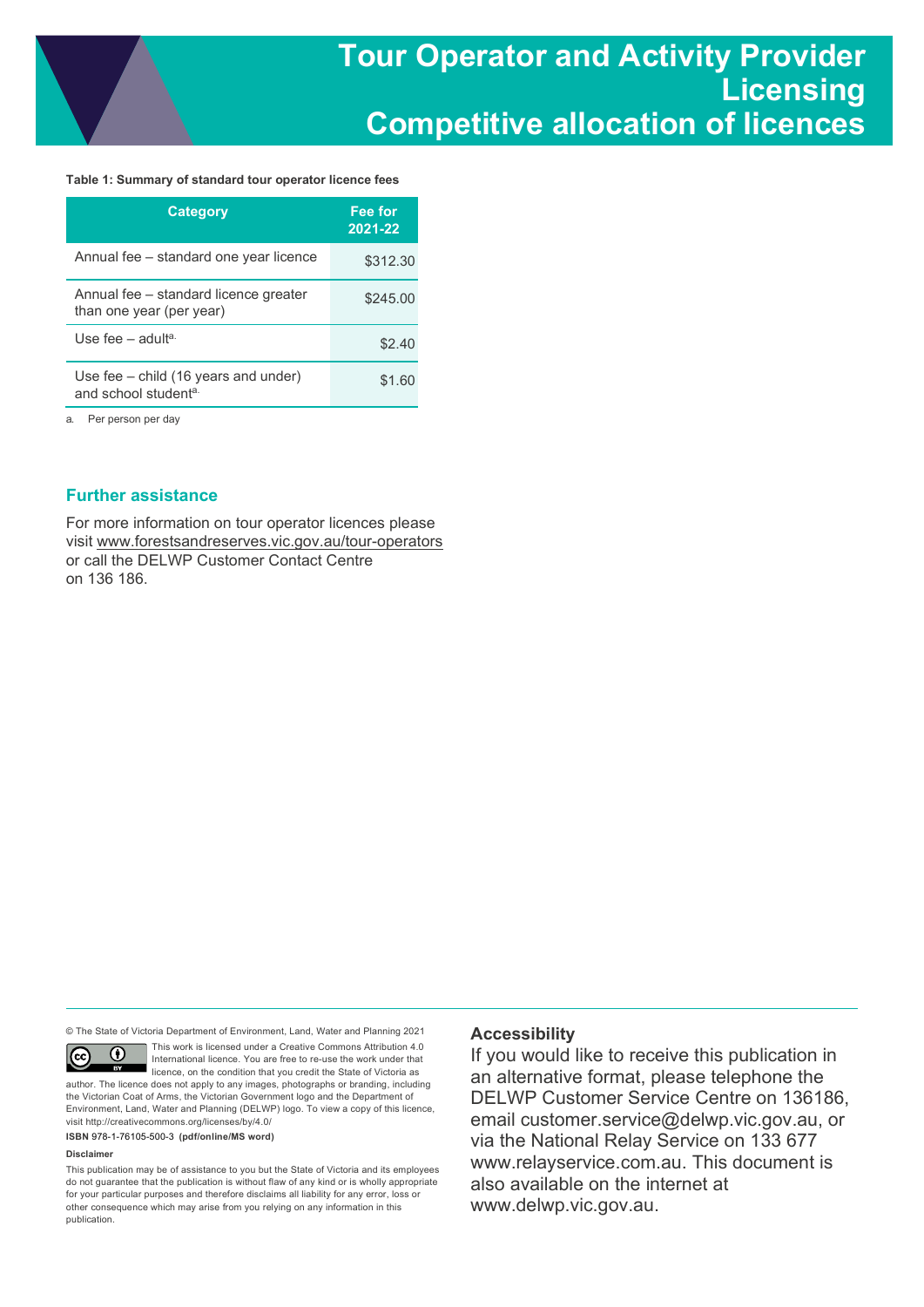# Tour Operator and Activity Provider Licensing Competitive allocation of licences

**Table 1: Summary of standard tour operator licence fees**

| Category | Fee for 2021-22 |
| --- | --- |
| Annual fee – standard one year licence | $312.30 |
| Annual fee – standard licence greater than one year (per year) | $245.00 |
| Use fee – adult[a] | $2.40 |
| Use fee – child (16 years and under) and school student[a] | $1.60 |

a. Per person per day

## Further assistance

For more information on tour operator licences please visit www.forestsandreserves.vic.gov.au/tour-operators or call the DELWP Customer Contact Centre on 136 186.

© The State of Victoria Department of Environment, Land, Water and Planning 2021

This work is licensed under a Creative Commons Attribution 4.0 International licence. You are free to re-use the work under that licence, on the condition that you credit the State of Victoria as author. The licence does not apply to any images, photographs or branding, including the Victorian Coat of Arms, the Victorian Government logo and the Department of Environment, Land, Water and Planning (DELWP) logo. To view a copy of this licence, visit http://creativecommons.org/licenses/by/4.0/

**ISBN** 978-1-76105-500-3 **(pdf/online/MS word)**

**Disclaimer**

This publication may be of assistance to you but the State of Victoria and its employees do not guarantee that the publication is without flaw of any kind or is wholly appropriate for your particular purposes and therefore disclaims all liability for any error, loss or other consequence which may arise from you relying on any information in this publication.

**Accessibility**

If you would like to receive this publication in an alternative format, please telephone the DELWP Customer Service Centre on 136186, email customer.service@delwp.vic.gov.au, or via the National Relay Service on 133 677 www.relayservice.com.au. This document is also available on the internet at www.delwp.vic.gov.au.